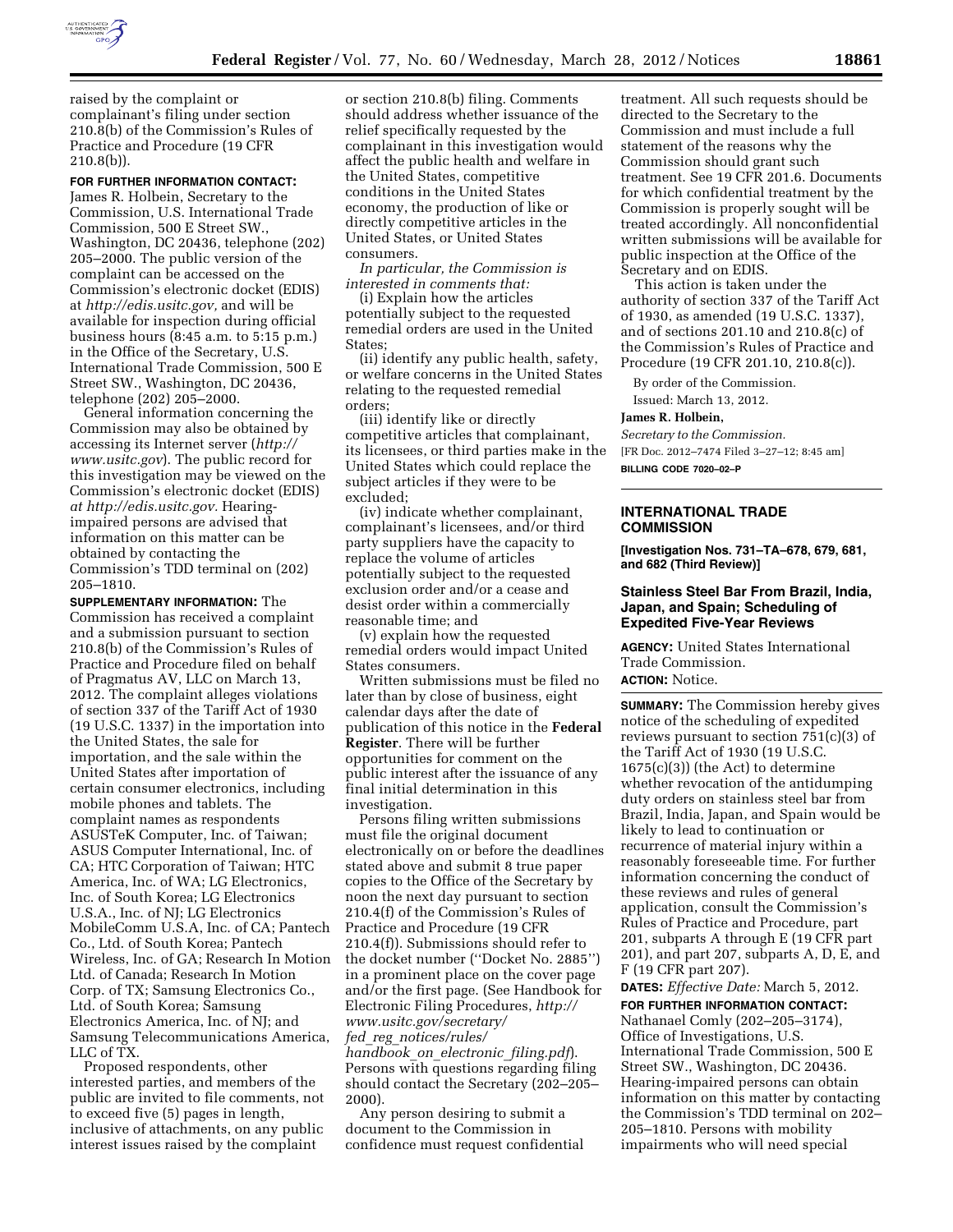raised by the complaint or complainant's filing under section 210.8(b) of the Commission's Rules of Practice and Procedure (19 CFR 210.8(b)).

**FOR FURTHER INFORMATION CONTACT:** James R. Holbein, Secretary to the Commission, U.S. International Trade Commission, 500 E Street SW., Washington, DC 20436, telephone (202) 205–2000. The public version of the complaint can be accessed on the Commission's electronic docket (EDIS) at *http://edis.usitc.gov,* and will be available for inspection during official business hours (8:45 a.m. to 5:15 p.m.) in the Office of the Secretary, U.S. International Trade Commission, 500 E Street SW., Washington, DC 20436, telephone (202) 205–2000.

General information concerning the Commission may also be obtained by accessing its Internet server (*http://www.usitc.gov*). The public record for this investigation may be viewed on the Commission's electronic docket (EDIS) *at http://edis.usitc.gov.* Hearing-impaired persons are advised that information on this matter can be obtained by contacting the Commission's TDD terminal on (202) 205–1810.

**SUPPLEMENTARY INFORMATION:** The Commission has received a complaint and a submission pursuant to section 210.8(b) of the Commission's Rules of Practice and Procedure filed on behalf of Pragmatus AV, LLC on March 13, 2012. The complaint alleges violations of section 337 of the Tariff Act of 1930 (19 U.S.C. 1337) in the importation into the United States, the sale for importation, and the sale within the United States after importation of certain consumer electronics, including mobile phones and tablets. The complaint names as respondents ASUSTeK Computer, Inc. of Taiwan; ASUS Computer International, Inc. of CA; HTC Corporation of Taiwan; HTC America, Inc. of WA; LG Electronics, Inc. of South Korea; LG Electronics U.S.A., Inc. of NJ; LG Electronics MobileComm U.S.A, Inc. of CA; Pantech Co., Ltd. of South Korea; Pantech Wireless, Inc. of GA; Research In Motion Ltd. of Canada; Research In Motion Corp. of TX; Samsung Electronics Co., Ltd. of South Korea; Samsung Electronics America, Inc. of NJ; and Samsung Telecommunications America, LLC of TX.

Proposed respondents, other interested parties, and members of the public are invited to file comments, not to exceed five (5) pages in length, inclusive of attachments, on any public interest issues raised by the complaint or section 210.8(b) filing. Comments should address whether issuance of the relief specifically requested by the complainant in this investigation would affect the public health and welfare in the United States, competitive conditions in the United States economy, the production of like or directly competitive articles in the United States, or United States consumers.

*In particular, the Commission is interested in comments that:*

(i) Explain how the articles potentially subject to the requested remedial orders are used in the United States;

(ii) identify any public health, safety, or welfare concerns in the United States relating to the requested remedial orders;

(iii) identify like or directly competitive articles that complainant, its licensees, or third parties make in the United States which could replace the subject articles if they were to be excluded;

(iv) indicate whether complainant, complainant's licensees, and/or third party suppliers have the capacity to replace the volume of articles potentially subject to the requested exclusion order and/or a cease and desist order within a commercially reasonable time; and

(v) explain how the requested remedial orders would impact United States consumers.

Written submissions must be filed no later than by close of business, eight calendar days after the date of publication of this notice in the **Federal Register**. There will be further opportunities for comment on the public interest after the issuance of any final initial determination in this investigation.

Persons filing written submissions must file the original document electronically on or before the deadlines stated above and submit 8 true paper copies to the Office of the Secretary by noon the next day pursuant to section 210.4(f) of the Commission's Rules of Practice and Procedure (19 CFR 210.4(f)). Submissions should refer to the docket number (''Docket No. 2885'') in a prominent place on the cover page and/or the first page. (See Handbook for Electronic Filing Procedures, *http://www.usitc.gov/secretary/fed_reg_notices/rules/handbook_on_electronic_filing.pdf*). Persons with questions regarding filing should contact the Secretary (202–205–2000).

Any person desiring to submit a document to the Commission in confidence must request confidential treatment. All such requests should be directed to the Secretary to the Commission and must include a full statement of the reasons why the Commission should grant such treatment. See 19 CFR 201.6. Documents for which confidential treatment by the Commission is properly sought will be treated accordingly. All nonconfidential written submissions will be available for public inspection at the Office of the Secretary and on EDIS.

This action is taken under the authority of section 337 of the Tariff Act of 1930, as amended (19 U.S.C. 1337), and of sections 201.10 and 210.8(c) of the Commission's Rules of Practice and Procedure (19 CFR 201.10, 210.8(c)).

By order of the Commission.

Issued: March 13, 2012.

**James R. Holbein,**

*Secretary to the Commission.*

[FR Doc. 2012–7474 Filed 3–27–12; 8:45 am]

**BILLING CODE 7020–02–P**

## INTERNATIONAL TRADE COMMISSION

**[Investigation Nos. 731–TA–678, 679, 681, and 682 (Third Review)]**

### Stainless Steel Bar From Brazil, India, Japan, and Spain; Scheduling of Expedited Five-Year Reviews

**AGENCY:** United States International Trade Commission.

**ACTION:** Notice.

**SUMMARY:** The Commission hereby gives notice of the scheduling of expedited reviews pursuant to section 751(c)(3) of the Tariff Act of 1930 (19 U.S.C. 1675(c)(3)) (the Act) to determine whether revocation of the antidumping duty orders on stainless steel bar from Brazil, India, Japan, and Spain would be likely to lead to continuation or recurrence of material injury within a reasonably foreseeable time. For further information concerning the conduct of these reviews and rules of general application, consult the Commission's Rules of Practice and Procedure, part 201, subparts A through E (19 CFR part 201), and part 207, subparts A, D, E, and F (19 CFR part 207).

**DATES:** *Effective Date:* March 5, 2012.

**FOR FURTHER INFORMATION CONTACT:** Nathanael Comly (202–205–3174), Office of Investigations, U.S. International Trade Commission, 500 E Street SW., Washington, DC 20436. Hearing-impaired persons can obtain information on this matter by contacting the Commission's TDD terminal on 202–205–1810. Persons with mobility impairments who will need special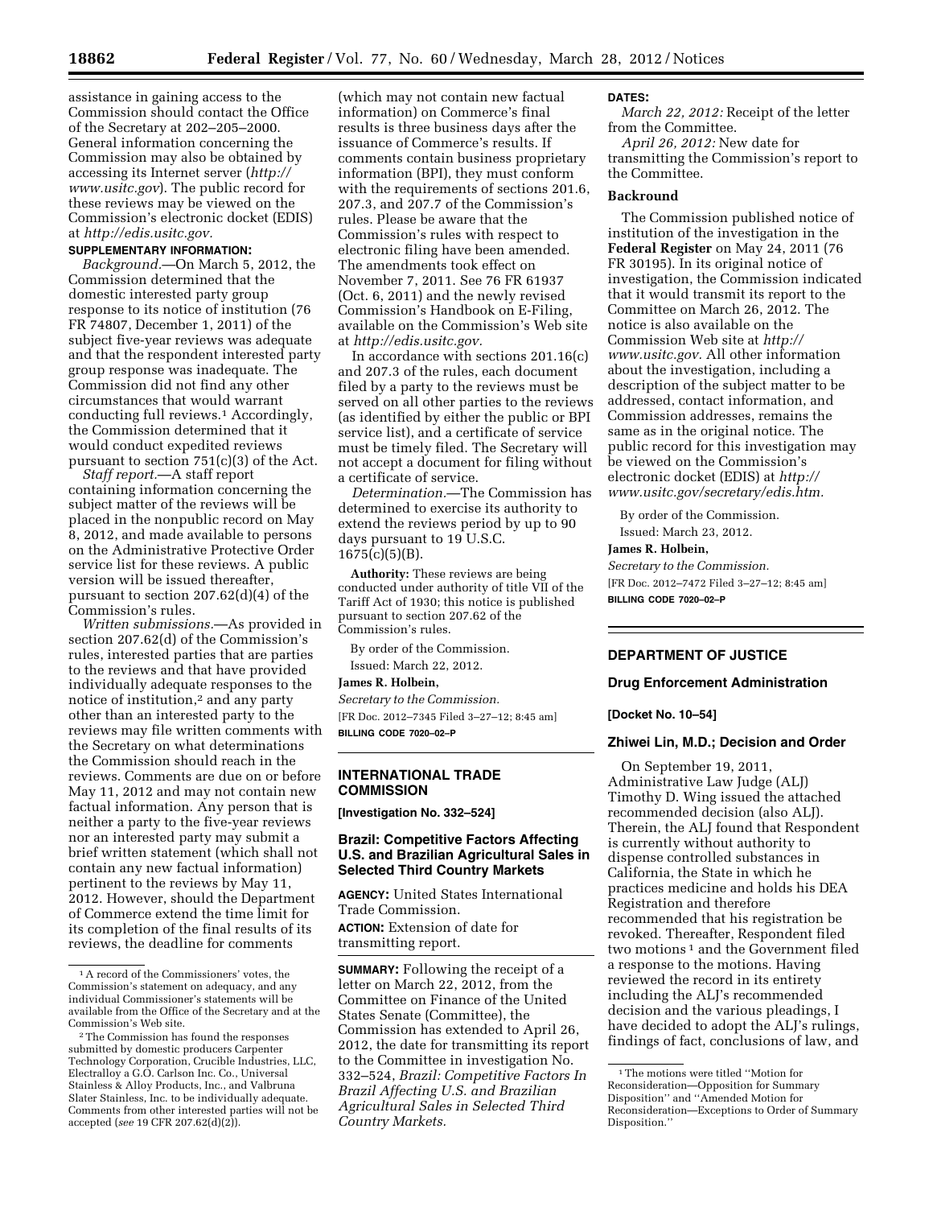assistance in gaining access to the Commission should contact the Office of the Secretary at 202–205–2000. General information concerning the Commission may also be obtained by accessing its Internet server (*http://www.usitc.gov*). The public record for these reviews may be viewed on the Commission's electronic docket (EDIS) at *http://edis.usitc.gov.*

**SUPPLEMENTARY INFORMATION:**

*Background.*—On March 5, 2012, the Commission determined that the domestic interested party group response to its notice of institution (76 FR 74807, December 1, 2011) of the subject five-year reviews was adequate and that the respondent interested party group response was inadequate. The Commission did not find any other circumstances that would warrant conducting full reviews.[1] Accordingly, the Commission determined that it would conduct expedited reviews pursuant to section 751(c)(3) of the Act.

*Staff report.*—A staff report containing information concerning the subject matter of the reviews will be placed in the nonpublic record on May 8, 2012, and made available to persons on the Administrative Protective Order service list for these reviews. A public version will be issued thereafter, pursuant to section 207.62(d)(4) of the Commission's rules.

*Written submissions.*—As provided in section 207.62(d) of the Commission's rules, interested parties that are parties to the reviews and that have provided individually adequate responses to the notice of institution,[2] and any party other than an interested party to the reviews may file written comments with the Secretary on what determinations the Commission should reach in the reviews. Comments are due on or before May 11, 2012 and may not contain new factual information. Any person that is neither a party to the five-year reviews nor an interested party may submit a brief written statement (which shall not contain any new factual information) pertinent to the reviews by May 11, 2012. However, should the Department of Commerce extend the time limit for its completion of the final results of its reviews, the deadline for comments (which may not contain new factual information) on Commerce's final results is three business days after the issuance of Commerce's results. If comments contain business proprietary information (BPI), they must conform with the requirements of sections 201.6, 207.3, and 207.7 of the Commission's rules. Please be aware that the Commission's rules with respect to electronic filing have been amended. The amendments took effect on November 7, 2011. See 76 FR 61937 (Oct. 6, 2011) and the newly revised Commission's Handbook on E-Filing, available on the Commission's Web site at *http://edis.usitc.gov.*

In accordance with sections 201.16(c) and 207.3 of the rules, each document filed by a party to the reviews must be served on all other parties to the reviews (as identified by either the public or BPI service list), and a certificate of service must be timely filed. The Secretary will not accept a document for filing without a certificate of service.

*Determination.*—The Commission has determined to exercise its authority to extend the reviews period by up to 90 days pursuant to 19 U.S.C. 1675(c)(5)(B).

**Authority:** These reviews are being conducted under authority of title VII of the Tariff Act of 1930; this notice is published pursuant to section 207.62 of the Commission's rules.

By order of the Commission.

Issued: March 22, 2012.

**James R. Holbein,**

*Secretary to the Commission.*

[FR Doc. 2012–7345 Filed 3–27–12; 8:45 am]

**BILLING CODE 7020–02–P**

[1] A record of the Commissioners' votes, the Commission's statement on adequacy, and any individual Commissioner's statements will be available from the Office of the Secretary and at the Commission's Web site.

[2] The Commission has found the responses submitted by domestic producers Carpenter Technology Corporation, Crucible Industries, LLC, Electralloy a G.O. Carlson Inc. Co., Universal Stainless & Alloy Products, Inc., and Valbruna Slater Stainless, Inc. to be individually adequate. Comments from other interested parties will not be accepted (*see* 19 CFR 207.62(d)(2)).

## INTERNATIONAL TRADE COMMISSION

**[Investigation No. 332–524]**

### Brazil: Competitive Factors Affecting U.S. and Brazilian Agricultural Sales in Selected Third Country Markets

**AGENCY:** United States International Trade Commission.

**ACTION:** Extension of date for transmitting report.

**SUMMARY:** Following the receipt of a letter on March 22, 2012, from the Committee on Finance of the United States Senate (Committee), the Commission has extended to April 26, 2012, the date for transmitting its report to the Committee in investigation No. 332–524, *Brazil: Competitive Factors In Brazil Affecting U.S. and Brazilian Agricultural Sales in Selected Third Country Markets.*

**DATES:**

*March 22, 2012:* Receipt of the letter from the Committee.

*April 26, 2012:* New date for transmitting the Commission's report to the Committee.

**Backround**

The Commission published notice of institution of the investigation in the **Federal Register** on May 24, 2011 (76 FR 30195). In its original notice of investigation, the Commission indicated that it would transmit its report to the Committee on March 26, 2012. The notice is also available on the Commission Web site at *http://www.usitc.gov.* All other information about the investigation, including a description of the subject matter to be addressed, contact information, and Commission addresses, remains the same as in the original notice. The public record for this investigation may be viewed on the Commission's electronic docket (EDIS) at *http://www.usitc.gov/secretary/edis.htm.*

By order of the Commission.

Issued: March 23, 2012.

**James R. Holbein,**

*Secretary to the Commission.*

[FR Doc. 2012–7472 Filed 3–27–12; 8:45 am]

**BILLING CODE 7020–02–P**

## DEPARTMENT OF JUSTICE

### Drug Enforcement Administration

**[Docket No. 10–54]**

### Zhiwei Lin, M.D.; Decision and Order

On September 19, 2011, Administrative Law Judge (ALJ) Timothy D. Wing issued the attached recommended decision (also ALJ). Therein, the ALJ found that Respondent is currently without authority to dispense controlled substances in California, the State in which he practices medicine and holds his DEA Registration and therefore recommended that his registration be revoked. Thereafter, Respondent filed two motions[1] and the Government filed a response to the motions. Having reviewed the record in its entirety including the ALJ's recommended decision and the various pleadings, I have decided to adopt the ALJ's rulings, findings of fact, conclusions of law, and

[1] The motions were titled ''Motion for Reconsideration—Opposition for Summary Disposition'' and ''Amended Motion for Reconsideration—Exceptions to Order of Summary Disposition.''